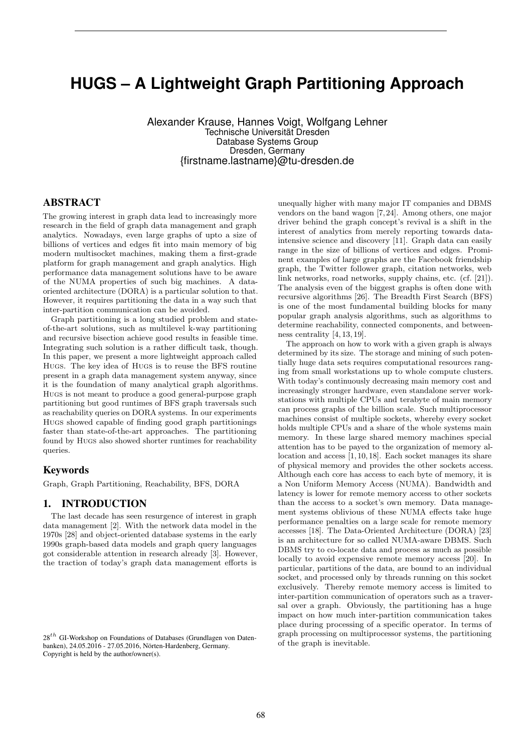# HUGS – A Lightweight Graph Partitioning Approach

Alexander Krause, Hannes Voigt, Wolfgang Lehner
Technische Universität Dresden
Database Systems Group
Dresden, Germany
{firstname.lastname}@tu-dresden.de

## ABSTRACT

The growing interest in graph data lead to increasingly more research in the field of graph data management and graph analytics. Nowadays, even large graphs of upto a size of billions of vertices and edges fit into main memory of big modern multisocket machines, making them a first-grade platform for graph management and graph analytics. High performance data management solutions have to be aware of the NUMA properties of such big machines. A data-oriented architecture (DORA) is a particular solution to that. However, it requires partitioning the data in a way such that inter-partition communication can be avoided.

Graph partitioning is a long studied problem and state-of-the-art solutions, such as multilevel k-way partitioning and recursive bisection achieve good results in feasible time. Integrating such solution is a rather difficult task, though. In this paper, we present a more lightweight approach called HUGS. The key idea of HUGS is to reuse the BFS routine present in a graph data management system anyway, since it is the foundation of many analytical graph algorithms. HUGS is not meant to produce a good general-purpose graph partitioning but good runtimes of BFS graph traversals such as reachability queries on DORA systems. In our experiments HUGS showed capable of finding good graph partitionings faster than state-of-the-art approaches. The partitioning found by HUGS also showed shorter runtimes for reachability queries.

### Keywords

Graph, Graph Partitioning, Reachability, BFS, DORA

## 1. INTRODUCTION

The last decade has seen resurgence of interest in graph data management [2]. With the network data model in the 1970s [28] and object-oriented database systems in the early 1990s graph-based data models and graph query languages got considerable attention in research already [3]. However, the traction of today's graph data management efforts is unequally higher with many major IT companies and DBMS vendors on the band wagon [7,24]. Among others, one major driver behind the graph concept's revival is a shift in the interest of analytics from merely reporting towards data-intensive science and discovery [11]. Graph data can easily range in the size of billions of vertices and edges. Prominent examples of large graphs are the Facebook friendship graph, the Twitter follower graph, citation networks, web link networks, road networks, supply chains, etc. (cf. [21]). The analysis even of the biggest graphs is often done with recursive algorithms [26]. The Breadth First Search (BFS) is one of the most fundamental building blocks for many popular graph analysis algorithms, such as algorithms to determine reachability, connected components, and betweenness centrality [4,13,19].

The approach on how to work with a given graph is always determined by its size. The storage and mining of such potentially huge data sets requires computational resources ranging from small workstations up to whole compute clusters. With today's continuously decreasing main memory cost and increasingly stronger hardware, even standalone server workstations with multiple CPUs and terabyte of main memory can process graphs of the billion scale. Such multiprocessor machines consist of multiple sockets, whereby every socket holds multiple CPUs and a share of the whole systems main memory. In these large shared memory machines special attention has to be payed to the organization of memory allocation and access [1,10,18]. Each socket manages its share of physical memory and provides the other sockets access. Although each core has access to each byte of memory, it is a Non Uniform Memory Access (NUMA). Bandwidth and latency is lower for remote memory access to other sockets than the access to a socket's own memory. Data management systems oblivious of these NUMA effects take huge performance penalties on a large scale for remote memory accesses [18]. The Data-Oriented Architecture (DORA) [23] is an architecture for so called NUMA-aware DBMS. Such DBMS try to co-locate data and process as much as possible locally to avoid expensive remote memory access [20]. In particular, partitions of the data, are bound to an individual socket, and processed only by threads running on this socket exclusively. Thereby remote memory access is limited to inter-partition communication of operators such as a traversal over a graph. Obviously, the partitioning has a huge impact on how much inter-partition communication takes place during processing of a specific operator. In terms of graph processing on multiprocessor systems, the partitioning of the graph is inevitable.

$28^{th}$ GI-Workshop on Foundations of Databases (Grundlagen von Datenbanken), 24.05.2016 - 27.05.2016, Nörten-Hardenberg, Germany.
Copyright is held by the author/owner(s).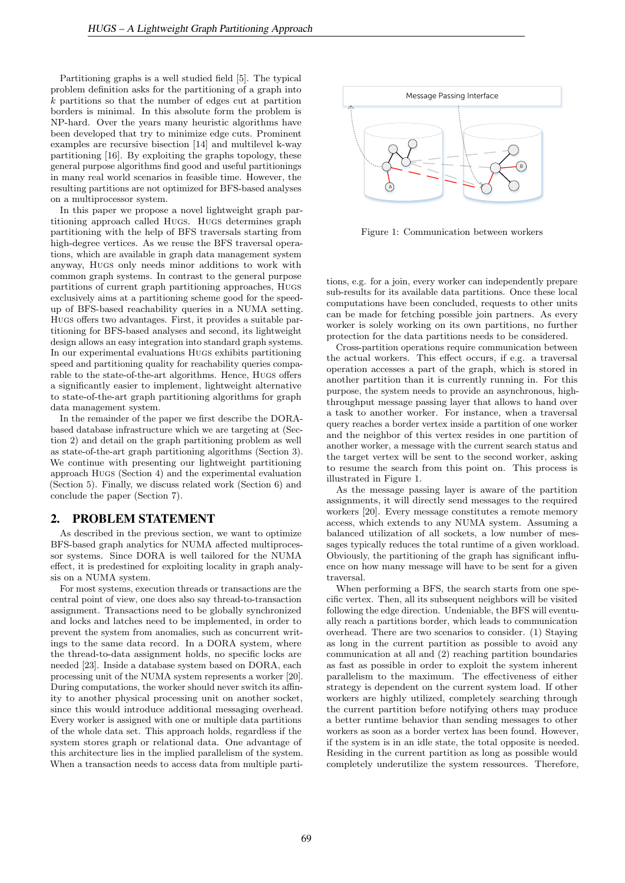Partitioning graphs is a well studied field [5]. The typical problem definition asks for the partitioning of a graph into $k$ partitions so that the number of edges cut at partition borders is minimal. In this absolute form the problem is NP-hard. Over the years many heuristic algorithms have been developed that try to minimize edge cuts. Prominent examples are recursive bisection [14] and multilevel k-way partitioning [16]. By exploiting the graphs topology, these general purpose algorithms find good and useful partitionings in many real world scenarios in feasible time. However, the resulting partitions are not optimized for BFS-based analyses on a multiprocessor system.

In this paper we propose a novel lightweight graph partitioning approach called HUGS. HUGS determines graph partitioning with the help of BFS traversals starting from high-degree vertices. As we reuse the BFS traversal operations, which are available in graph data management system anyway, HUGS only needs minor additions to work with common graph systems. In contrast to the general purpose partitions of current graph partitioning approaches, HUGS exclusively aims at a partitioning scheme good for the speed-up of BFS-based reachability queries in a NUMA setting. HUGS offers two advantages. First, it provides a suitable partitioning for BFS-based analyses and second, its lightweight design allows an easy integration into standard graph systems. In our experimental evaluations HUGS exhibits partitioning speed and partitioning quality for reachability queries comparable to the state-of-the-art algorithms. Hence, HUGS offers a significantly easier to implement, lightweight alternative to state-of-the-art graph partitioning algorithms for graph data management system.

In the remainder of the paper we first describe the DORA-based database infrastructure which we are targeting at (Section 2) and detail on the graph partitioning problem as well as state-of-the-art graph partitioning algorithms (Section 3). We continue with presenting our lightweight partitioning approach HUGS (Section 4) and the experimental evaluation (Section 5). Finally, we discuss related work (Section 6) and conclude the paper (Section 7).

## 2. PROBLEM STATEMENT

As described in the previous section, we want to optimize BFS-based graph analytics for NUMA affected multiprocessor systems. Since DORA is well tailored for the NUMA effect, it is predestined for exploiting locality in graph analysis on a NUMA system.

For most systems, execution threads or transactions are the central point of view, one does also say thread-to-transaction assignment. Transactions need to be globally synchronized and locks and latches need to be implemented, in order to prevent the system from anomalies, such as concurrent writings to the same data record. In a DORA system, where the thread-to-data assignment holds, no specific locks are needed [23]. Inside a database system based on DORA, each processing unit of the NUMA system represents a worker [20]. During computations, the worker should never switch its affinity to another physical processing unit on another socket, since this would introduce additional messaging overhead. Every worker is assigned with one or multiple data partitions of the whole data set. This approach holds, regardless if the system stores graph or relational data. One advantage of this architecture lies in the implied parallelism of the system. When a transaction needs to access data from multiple partitions, e.g. for a join, every worker can independently prepare sub-results for its available data partitions. Once these local computations have been concluded, requests to other units can be made for fetching possible join partners. As every worker is solely working on its own partitions, no further protection for the data partitions needs to be considered.

Figure 1: Communication between workers

Cross-partition operations require communication between the actual workers. This effect occurs, if e.g. a traversal operation accesses a part of the graph, which is stored in another partition than it is currently running in. For this purpose, the system needs to provide an asynchronous, high-throughput message passing layer that allows to hand over a task to another worker. For instance, when a traversal query reaches a border vertex inside a partition of one worker and the neighbor of this vertex resides in one partition of another worker, a message with the current search status and the target vertex will be sent to the second worker, asking to resume the search from this point on. This process is illustrated in Figure 1.

As the message passing layer is aware of the partition assignments, it will directly send messages to the required workers [20]. Every message constitutes a remote memory access, which extends to any NUMA system. Assuming a balanced utilization of all sockets, a low number of messages typically reduces the total runtime of a given workload. Obviously, the partitioning of the graph has significant influence on how many message will have to be sent for a given traversal.

When performing a BFS, the search starts from one specific vertex. Then, all its subsequent neighbors will be visited following the edge direction. Undeniable, the BFS will eventually reach a partitions border, which leads to communication overhead. There are two scenarios to consider. (1) Staying as long in the current partition as possible to avoid any communication at all and (2) reaching partition boundaries as fast as possible in order to exploit the system inherent parallelism to the maximum. The effectiveness of either strategy is dependent on the current system load. If other workers are highly utilized, completely searching through the current partition before notifying others may produce a better runtime behavior than sending messages to other workers as soon as a border vertex has been found. However, if the system is in an idle state, the total opposite is needed. Residing in the current partition as long as possible would completely underutilize the system ressources. Therefore,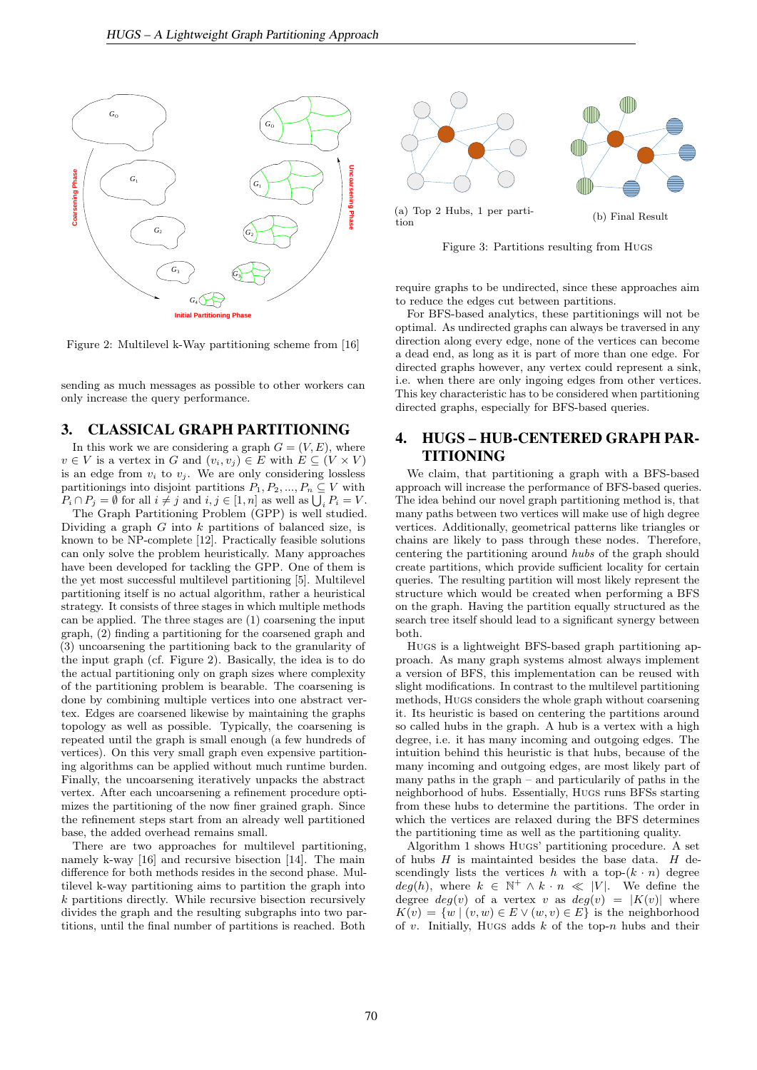Figure 2: Multilevel k-Way partitioning scheme from [16]

sending as much messages as possible to other workers can only increase the query performance.

## 3. CLASSICAL GRAPH PARTITIONING

In this work we are considering a graph $G = (V, E)$, where $v \in V$ is a vertex in $G$ and $(v_i, v_j) \in E$ with $E \subseteq (V \times V)$ is an edge from $v_i$ to $v_j$. We are only considering lossless partitionings into disjoint partitions $P_1, P_2, ..., P_n \subseteq V$ with $P_i \cap P_j = \emptyset$ for all $i \neq j$ and $i, j \in [1, n]$ as well as $\bigcup_i P_i = V$.

The Graph Partitioning Problem (GPP) is well studied. Dividing a graph $G$ into $k$ partitions of balanced size, is known to be NP-complete [12]. Practically feasible solutions can only solve the problem heuristically. Many approaches have been developed for tackling the GPP. One of them is the yet most successful multilevel partitioning [5]. Multilevel partitioning itself is no actual algorithm, rather a heuristical strategy. It consists of three stages in which multiple methods can be applied. The three stages are (1) coarsening the input graph, (2) finding a partitioning for the coarsened graph and (3) uncoarsening the partitioning back to the granularity of the input graph (cf. Figure 2). Basically, the idea is to do the actual partitioning only on graph sizes where complexity of the partitioning problem is bearable. The coarsening is done by combining multiple vertices into one abstract vertex. Edges are coarsened likewise by maintaining the graphs topology as well as possible. Typically, the coarsening is repeated until the graph is small enough (a few hundreds of vertices). On this very small graph even expensive partitioning algorithms can be applied without much runtime burden. Finally, the uncoarsening iteratively unpacks the abstract vertex. After each uncoarsening a refinement procedure optimizes the partitioning of the now finer grained graph. Since the refinement steps start from an already well partitioned base, the added overhead remains small.

There are two approaches for multilevel partitioning, namely k-way [16] and recursive bisection [14]. The main difference for both methods resides in the second phase. Multilevel k-way partitioning aims to partition the graph into $k$ partitions directly. While recursive bisection recursively divides the graph and the resulting subgraphs into two partitions, until the final number of partitions is reached. Both

(a) Top 2 Hubs, 1 per partition

(b) Final Result

Figure 3: Partitions resulting from HUGS

require graphs to be undirected, since these approaches aim to reduce the edges cut between partitions.

For BFS-based analytics, these partitionings will not be optimal. As undirected graphs can always be traversed in any direction along every edge, none of the vertices can become a dead end, as long as it is part of more than one edge. For directed graphs however, any vertex could represent a sink, i.e. when there are only ingoing edges from other vertices. This key characteristic has to be considered when partitioning directed graphs, especially for BFS-based queries.

## 4. HUGS – HUB-CENTERED GRAPH PARTITIONING

We claim, that partitioning a graph with a BFS-based approach will increase the performance of BFS-based queries. The idea behind our novel graph partitioning method is, that many paths between two vertices will make use of high degree vertices. Additionally, geometrical patterns like triangles or chains are likely to pass through these nodes. Therefore, centering the partitioning around *hubs* of the graph should create partitions, which provide sufficient locality for certain queries. The resulting partition will most likely represent the structure which would be created when performing a BFS on the graph. Having the partition equally structured as the search tree itself should lead to a significant synergy between both.

HUGS is a lightweight BFS-based graph partitioning approach. As many graph systems almost always implement a version of BFS, this implementation can be reused with slight modifications. In contrast to the multilevel partitioning methods, HUGS considers the whole graph without coarsening it. Its heuristic is based on centering the partitions around so called hubs in the graph. A hub is a vertex with a high degree, i.e. it has many incoming and outgoing edges. The intuition behind this heuristic is that hubs, because of the many incoming and outgoing edges, are most likely part of many paths in the graph – and particularly of paths in the neighborhood of hubs. Essentially, HUGS runs BFSs starting from these hubs to determine the partitions. The order in which the vertices are relaxed during the BFS determines the partitioning time as well as the partitioning quality.

Algorithm 1 shows HUGS' partitioning procedure. A set of hubs $H$ is maintained besides the base data. $H$ descendingly lists the vertices $h$ with a top-$(k \cdot n)$ degree $deg(h)$, where $k \in \mathbb{N}^+ \wedge k \cdot n \ll |V|$. We define the degree $deg(v)$ of a vertex $v$ as $deg(v) = |K(v)|$ where $K(v) = \{w \mid (v, w) \in E \vee (w, v) \in E\}$ is the neighborhood of $v$. Initially, HUGS adds $k$ of the top-$n$ hubs and their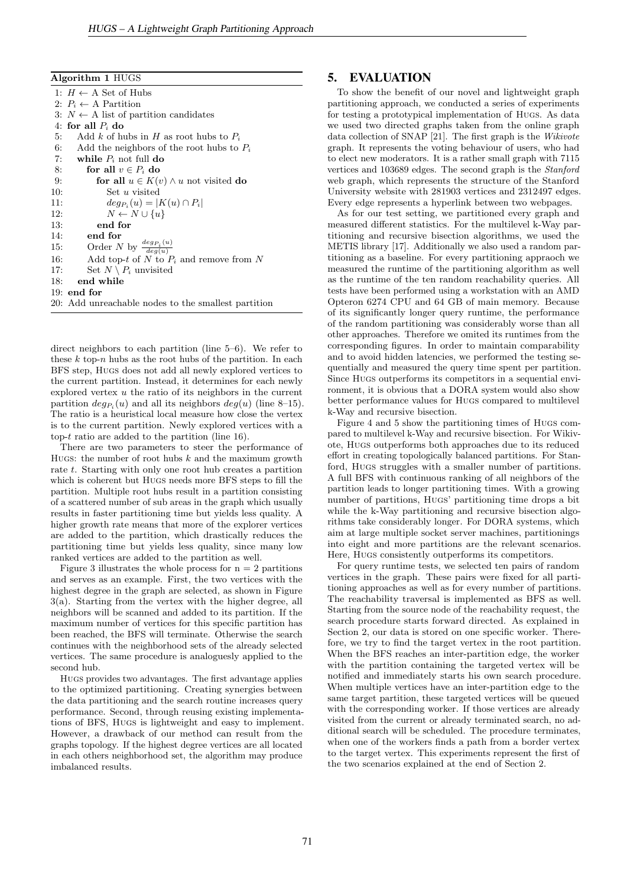**Algorithm 1** HUGS

```
1: H ← A Set of Hubs
2: P_i ← A Partition
3: N ← A list of partition candidates
4: for all P_i do
5:    Add k of hubs in H as root hubs to P_i
6:    Add the neighbors of the root hubs to P_i
7:    while P_i not full do
8:       for all v ∈ P_i do
9:          for all u ∈ K(v) ∧ u not visited do
10:            Set u visited
11:            deg_{P_i}(u) = |K(u) ∩ P_i|
12:            N ← N ∪ {u}
13:         end for
14:      end for
15:      Order N by deg_{P_i}(u) / deg(u)
16:      Add top-t of N to P_i and remove from N
17:      Set N \ P_i unvisited
18:   end while
19: end for
20: Add unreachable nodes to the smallest partition
```

direct neighbors to each partition (line 5–6). We refer to these $k$ top-$n$ hubs as the root hubs of the partition. In each BFS step, HUGS does not add all newly explored vertices to the current partition. Instead, it determines for each newly explored vertex $u$ the ratio of its neighbors in the current partition $deg_{P_i}(u)$ and all its neighbors $deg(u)$ (line 8–15). The ratio is a heuristical local measure how close the vertex is to the current partition. Newly explored vertices with a top-$t$ ratio are added to the partition (line 16).

There are two parameters to steer the performance of HUGS: the number of root hubs $k$ and the maximum growth rate $t$. Starting with only one root hub creates a partition which is coherent but HUGS needs more BFS steps to fill the partition. Multiple root hubs result in a partition consisting of a scattered number of sub areas in the graph which usually results in faster partitioning time but yields less quality. A higher growth rate means that more of the explorer vertices are added to the partition, which drastically reduces the partitioning time but yields less quality, since many low ranked vertices are added to the partition as well.

Figure 3 illustrates the whole process for n = 2 partitions and serves as an example. First, the two vertices with the highest degree in the graph are selected, as shown in Figure 3(a). Starting from the vertex with the higher degree, all neighbors will be scanned and added to its partition. If the maximum number of vertices for this specific partition has been reached, the BFS will terminate. Otherwise the search continues with the neighborhood sets of the already selected vertices. The same procedure is analoguesly applied to the second hub.

HUGS provides two advantages. The first advantage applies to the optimized partitioning. Creating synergies between the data partitioning and the search routine increases query performance. Second, through reusing existing implementations of BFS, HUGS is lightweight and easy to implement. However, a drawback of our method can result from the graphs topology. If the highest degree vertices are all located in each others neighborhood set, the algorithm may produce imbalanced results.

## 5. EVALUATION

To show the benefit of our novel and lightweight graph partitioning approach, we conducted a series of experiments for testing a prototypical implementation of HUGS. As data we used two directed graphs taken from the online graph data collection of SNAP [21]. The first graph is the *Wikivote* graph. It represents the voting behaviour of users, who had to elect new moderators. It is a rather small graph with 7115 vertices and 103689 edges. The second graph is the *Stanford* web graph, which represents the structure of the Stanford University website with 281903 vertices and 2312497 edges. Every edge represents a hyperlink between two webpages.

As for our test setting, we partitioned every graph and measured different statistics. For the multilevel k-Way partitioning and recursive bisection algorithms, we used the METIS library [17]. Additionally we also used a random partitioning as a baseline. For every partitioning appraoch we measured the runtime of the partitioning algorithm as well as the runtime of the ten random reachability queries. All tests have been performed using a workstation with an AMD Opteron 6274 CPU and 64 GB of main memory. Because of its significantly longer query runtime, the performance of the random partitioning was considerably worse than all other approaches. Therefore we omited its runtimes from the corresponding figures. In order to maintain comparability and to avoid hidden latencies, we performed the testing sequentially and measured the query time spent per partition. Since HUGS outperforms its competitors in a sequential environment, it is obvious that a DORA system would also show better performance values for HUGS compared to multilevel k-Way and recursive bisection.

Figure 4 and 5 show the partitioning times of HUGS compared to multilevel k-Way and recursive bisection. For Wikivote, HUGS outperforms both approaches due to its reduced effort in creating topologically balanced partitions. For Stanford, HUGS struggles with a smaller number of partitions. A full BFS with continuous ranking of all neighbors of the partition leads to longer partitioning times. With a growing number of partitions, HUGS' partitioning time drops a bit while the k-Way partitioning and recursive bisection algorithms take considerably longer. For DORA systems, which aim at large multiple socket server machines, partitionings into eight and more partitions are the relevant scenarios. Here, HUGS consistently outperforms its competitors.

For query runtime tests, we selected ten pairs of random vertices in the graph. These pairs were fixed for all partitioning approaches as well as for every number of partitions. The reachability traversal is implemented as BFS as well. Starting from the source node of the reachability request, the search procedure starts forward directed. As explained in Section 2, our data is stored on one specific worker. Therefore, we try to find the target vertex in the root partition. When the BFS reaches an inter-partition edge, the worker with the partition containing the targeted vertex will be notified and immediately starts his own search procedure. When multiple vertices have an inter-partition edge to the same target partition, these targeted vertices will be queued with the corresponding worker. If those vertices are already visited from the current or already terminated search, no additional search will be scheduled. The procedure terminates, when one of the workers finds a path from a border vertex to the target vertex. This experiments represent the first of the two scenarios explained at the end of Section 2.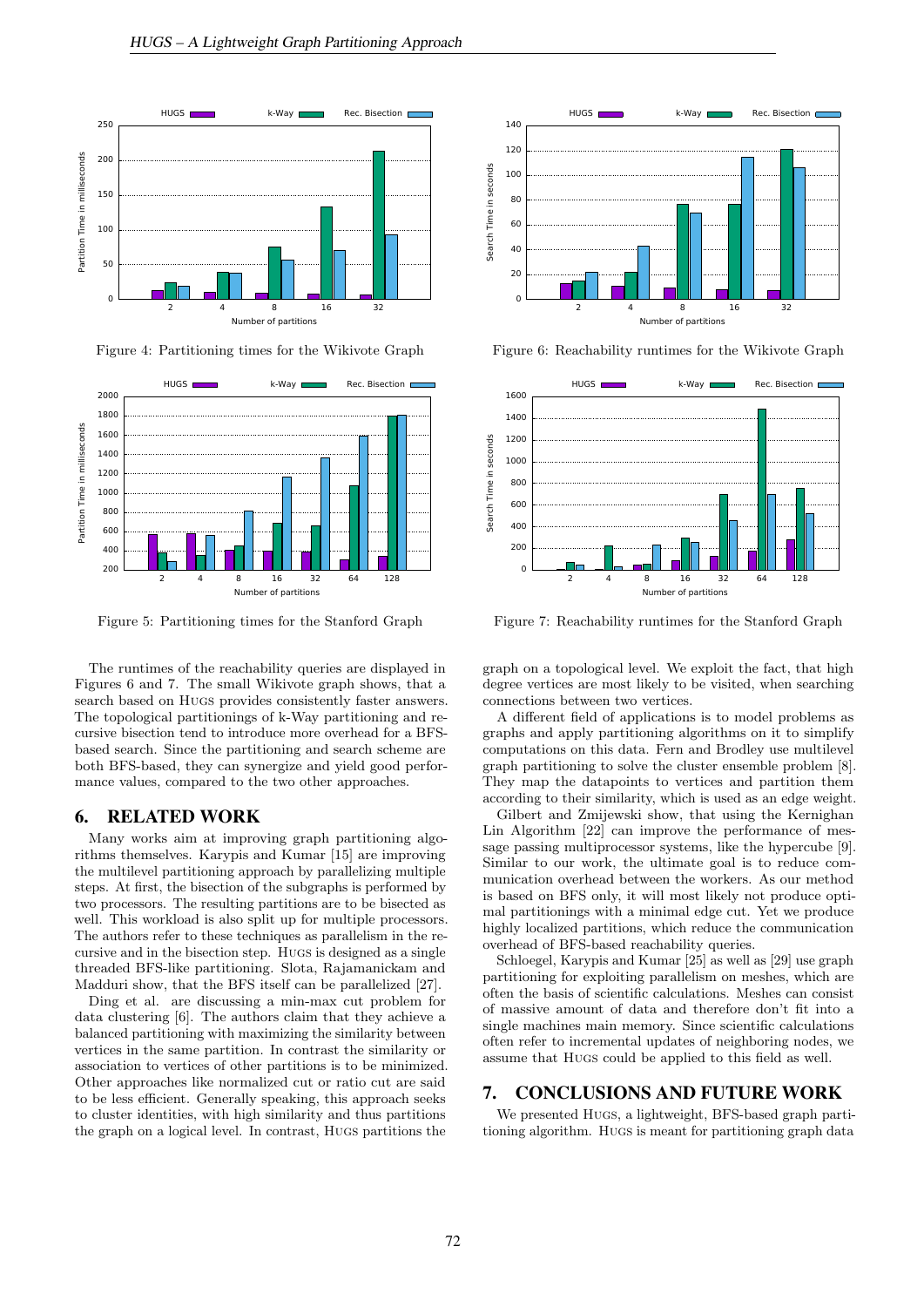Figure 4: Partitioning times for the Wikivote Graph

Figure 5: Partitioning times for the Stanford Graph

Figure 6: Reachability runtimes for the Wikivote Graph

Figure 7: Reachability runtimes for the Stanford Graph

The runtimes of the reachability queries are displayed in Figures 6 and 7. The small Wikivote graph shows, that a search based on HUGS provides consistently faster answers. The topological partitionings of k-Way partitioning and recursive bisection tend to introduce more overhead for a BFS-based search. Since the partitioning and search scheme are both BFS-based, they can synergize and yield good performance values, compared to the two other approaches.

## 6. RELATED WORK

Many works aim at improving graph partitioning algorithms themselves. Karypis and Kumar [15] are improving the multilevel partitioning approach by parallelizing multiple steps. At first, the bisection of the subgraphs is performed by two processors. The resulting partitions are to be bisected as well. This workload is also split up for multiple processors. The authors refer to these techniques as parallelism in the recursive and in the bisection step. HUGS is designed as a single threaded BFS-like partitioning. Slota, Rajamanickam and Madduri show, that the BFS itself can be parallelized [27].

Ding et al. are discussing a min-max cut problem for data clustering [6]. The authors claim that they achieve a balanced partitioning with maximizing the similarity between vertices in the same partition. In contrast the similarity or association to vertices of other partitions is to be minimized. Other approaches like normalized cut or ratio cut are said to be less efficient. Generally speaking, this approach seeks to cluster identities, with high similarity and thus partitions the graph on a logical level. In contrast, HUGS partitions the graph on a topological level. We exploit the fact, that high degree vertices are most likely to be visited, when searching connections between two vertices.

A different field of applications is to model problems as graphs and apply partitioning algorithms on it to simplify computations on this data. Fern and Brodley use multilevel graph partitioning to solve the cluster ensemble problem [8]. They map the datapoints to vertices and partition them according to their similarity, which is used as an edge weight.

Gilbert and Zmijewski show, that using the Kernighan Lin Algorithm [22] can improve the performance of message passing multiprocessor systems, like the hypercube [9]. Similar to our work, the ultimate goal is to reduce communication overhead between the workers. As our method is based on BFS only, it will most likely not produce optimal partitionings with a minimal edge cut. Yet we produce highly localized partitions, which reduce the communication overhead of BFS-based reachability queries.

Schloegel, Karypis and Kumar [25] as well as [29] use graph partitioning for exploiting parallelism on meshes, which are often the basis of scientific calculations. Meshes can consist of massive amount of data and therefore don't fit into a single machines main memory. Since scientific calculations often refer to incremental updates of neighboring nodes, we assume that HUGS could be applied to this field as well.

## 7. CONCLUSIONS AND FUTURE WORK

We presented HUGS, a lightweight, BFS-based graph partitioning algorithm. HUGS is meant for partitioning graph data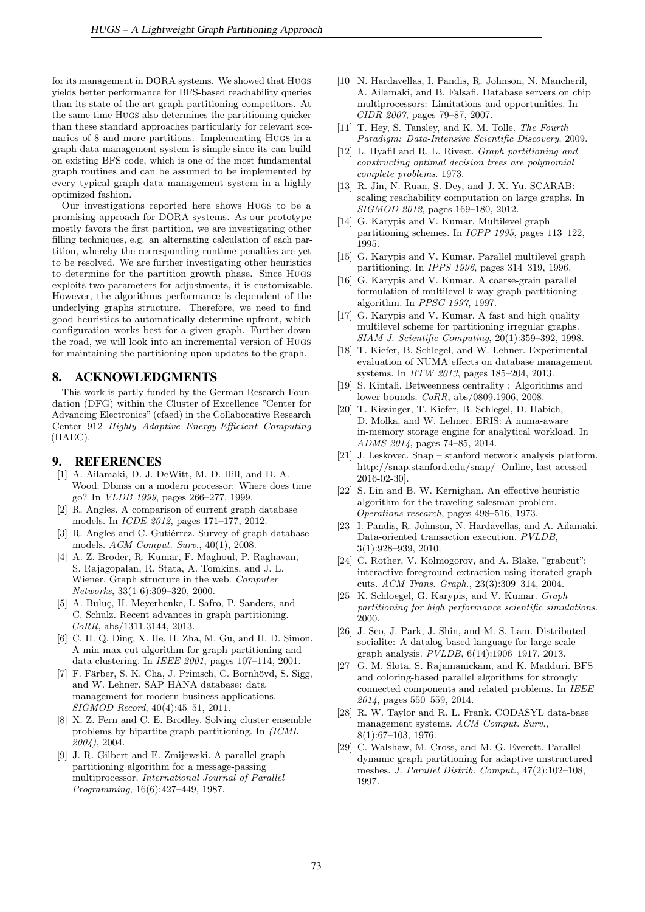for its management in DORA systems. We showed that HUGS yields better performance for BFS-based reachability queries than its state-of-the-art graph partitioning competitors. At the same time HUGS also determines the partitioning quicker than these standard approaches particularly for relevant scenarios of 8 and more partitions. Implementing HUGS in a graph data management system is simple since its can build on existing BFS code, which is one of the most fundamental graph routines and can be assumed to be implemented by every typical graph data management system in a highly optimized fashion.

Our investigations reported here shows HUGS to be a promising approach for DORA systems. As our prototype mostly favors the first partition, we are investigating other filling techniques, e.g. an alternating calculation of each partition, whereby the corresponding runtime penalties are yet to be resolved. We are further investigating other heuristics to determine for the partition growth phase. Since HUGS exploits two parameters for adjustments, it is customizable. However, the algorithms performance is dependent of the underlying graphs structure. Therefore, we need to find good heuristics to automatically determine upfront, which configuration works best for a given graph. Further down the road, we will look into an incremental version of HUGS for maintaining the partitioning upon updates to the graph.

## 8. ACKNOWLEDGMENTS

This work is partly funded by the German Research Foundation (DFG) within the Cluster of Excellence "Center for Advancing Electronics" (cfaed) in the Collaborative Research Center 912 *Highly Adaptive Energy-Efficient Computing* (HAEC).

## 9. REFERENCES

[1] A. Ailamaki, D. J. DeWitt, M. D. Hill, and D. A. Wood. Dbmss on a modern processor: Where does time go? In *VLDB 1999*, pages 266–277, 1999.

[2] R. Angles. A comparison of current graph database models. In *ICDE 2012*, pages 171–177, 2012.

[3] R. Angles and C. Gutiérrez. Survey of graph database models. *ACM Comput. Surv.*, 40(1), 2008.

[4] A. Z. Broder, R. Kumar, F. Maghoul, P. Raghavan, S. Rajagopalan, R. Stata, A. Tomkins, and J. L. Wiener. Graph structure in the web. *Computer Networks*, 33(1-6):309–320, 2000.

[5] A. Buluç, H. Meyerhenke, I. Safro, P. Sanders, and C. Schulz. Recent advances in graph partitioning. *CoRR*, abs/1311.3144, 2013.

[6] C. H. Q. Ding, X. He, H. Zha, M. Gu, and H. D. Simon. A min-max cut algorithm for graph partitioning and data clustering. In *IEEE 2001*, pages 107–114, 2001.

[7] F. Färber, S. K. Cha, J. Primsch, C. Bornhövd, S. Sigg, and W. Lehner. SAP HANA database: data management for modern business applications. *SIGMOD Record*, 40(4):45–51, 2011.

[8] X. Z. Fern and C. E. Brodley. Solving cluster ensemble problems by bipartite graph partitioning. In *(ICML 2004)*, 2004.

[9] J. R. Gilbert and E. Zmijewski. A parallel graph partitioning algorithm for a message-passing multiprocessor. *International Journal of Parallel Programming*, 16(6):427–449, 1987.

[10] N. Hardavellas, I. Pandis, R. Johnson, N. Mancheril, A. Ailamaki, and B. Falsafi. Database servers on chip multiprocessors: Limitations and opportunities. In *CIDR 2007*, pages 79–87, 2007.

[11] T. Hey, S. Tansley, and K. M. Tolle. *The Fourth Paradigm: Data-Intensive Scientific Discovery*. 2009.

[12] L. Hyafil and R. L. Rivest. *Graph partitioning and constructing optimal decision trees are polynomial complete problems*. 1973.

[13] R. Jin, N. Ruan, S. Dey, and J. X. Yu. SCARAB: scaling reachability computation on large graphs. In *SIGMOD 2012*, pages 169–180, 2012.

[14] G. Karypis and V. Kumar. Multilevel graph partitioning schemes. In *ICPP 1995*, pages 113–122, 1995.

[15] G. Karypis and V. Kumar. Parallel multilevel graph partitioning. In *IPPS 1996*, pages 314–319, 1996.

[16] G. Karypis and V. Kumar. A coarse-grain parallel formulation of multilevel k-way graph partitioning algorithm. In *PPSC 1997*, 1997.

[17] G. Karypis and V. Kumar. A fast and high quality multilevel scheme for partitioning irregular graphs. *SIAM J. Scientific Computing*, 20(1):359–392, 1998.

[18] T. Kiefer, B. Schlegel, and W. Lehner. Experimental evaluation of NUMA effects on database management systems. In *BTW 2013*, pages 185–204, 2013.

[19] S. Kintali. Betweenness centrality : Algorithms and lower bounds. *CoRR*, abs/0809.1906, 2008.

[20] T. Kissinger, T. Kiefer, B. Schlegel, D. Habich, D. Molka, and W. Lehner. ERIS: A numa-aware in-memory storage engine for analytical workload. In *ADMS 2014*, pages 74–85, 2014.

[21] J. Leskovec. Snap – stanford network analysis platform. http://snap.stanford.edu/snap/ [Online, last acessed 2016-02-30].

[22] S. Lin and B. W. Kernighan. An effective heuristic algorithm for the traveling-salesman problem. *Operations research*, pages 498–516, 1973.

[23] I. Pandis, R. Johnson, N. Hardavellas, and A. Ailamaki. Data-oriented transaction execution. *PVLDB*, 3(1):928–939, 2010.

[24] C. Rother, V. Kolmogorov, and A. Blake. "grabcut": interactive foreground extraction using iterated graph cuts. *ACM Trans. Graph.*, 23(3):309–314, 2004.

[25] K. Schloegel, G. Karypis, and V. Kumar. *Graph partitioning for high performance scientific simulations*. 2000.

[26] J. Seo, J. Park, J. Shin, and M. S. Lam. Distributed socialite: A datalog-based language for large-scale graph analysis. *PVLDB*, 6(14):1906–1917, 2013.

[27] G. M. Slota, S. Rajamanickam, and K. Madduri. BFS and coloring-based parallel algorithms for strongly connected components and related problems. In *IEEE 2014*, pages 550–559, 2014.

[28] R. W. Taylor and R. L. Frank. CODASYL data-base management systems. *ACM Comput. Surv.*, 8(1):67–103, 1976.

[29] C. Walshaw, M. Cross, and M. G. Everett. Parallel dynamic graph partitioning for adaptive unstructured meshes. *J. Parallel Distrib. Comput.*, 47(2):102–108, 1997.